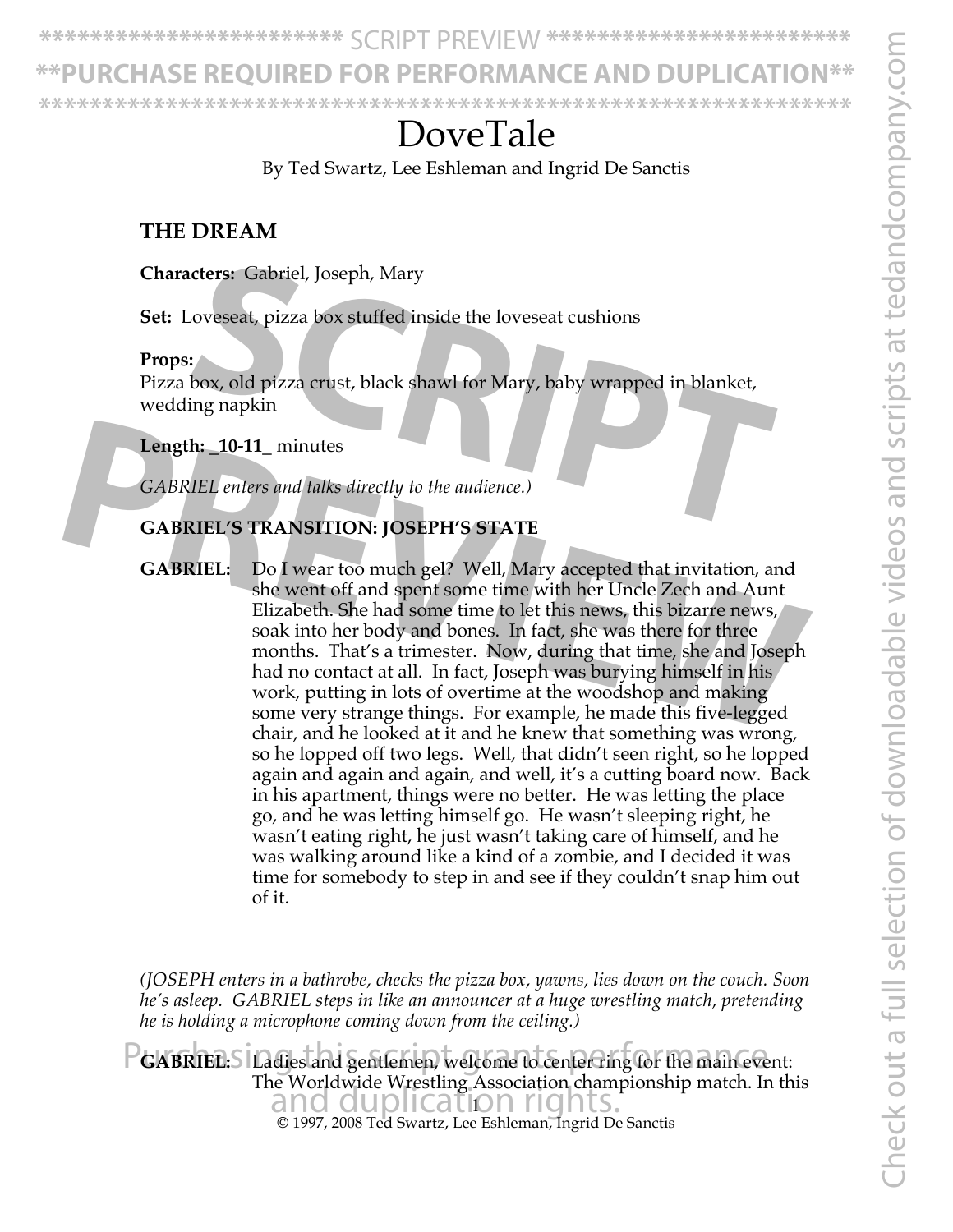# DoveTale

By Ted Swartz, Lee Eshleman and Ingrid De Sanctis

## THE DREAM

**Characters:** Gabriel, Joseph, Mary

**Set:** Loveseat, pizza box stuffed inside the loveseat cushions

**Props:**
Pizza box, old pizza crust, black shawl for Mary, baby wrapped in blanket, wedding napkin

**Length:** _10-11_ minutes

*GABRIEL enters and talks directly to the audience.)*

### GABRIEL'S TRANSITION: JOSEPH'S STATE

**GABRIEL:** Do I wear too much gel? Well, Mary accepted that invitation, and she went off and spent some time with her Uncle Zech and Aunt Elizabeth. She had some time to let this news, this bizarre news, soak into her body and bones. In fact, she was there for three months. That's a trimester. Now, during that time, she and Joseph had no contact at all. In fact, Joseph was burying himself in his work, putting in lots of overtime at the woodshop and making some very strange things. For example, he made this five-legged chair, and he looked at it and he knew that something was wrong, so he lopped off two legs. Well, that didn't seen right, so he lopped again and again and again, and well, it's a cutting board now. Back in his apartment, things were no better. He was letting the place go, and he was letting himself go. He wasn't sleeping right, he wasn't eating right, he just wasn't taking care of himself, and he was walking around like a kind of a zombie, and I decided it was time for somebody to step in and see if they couldn't snap him out of it.

*(JOSEPH enters in a bathrobe, checks the pizza box, yawns, lies down on the couch. Soon he's asleep. GABRIEL steps in like an announcer at a huge wrestling match, pretending he is holding a microphone coming down from the ceiling.)*

**GABRIEL:** Ladies and gentlemen, welcome to center ring for the main event: The Worldwide Wrestling Association championship match. In this

© 1997, 2008 Ted Swartz, Lee Eshleman, Ingrid De Sanctis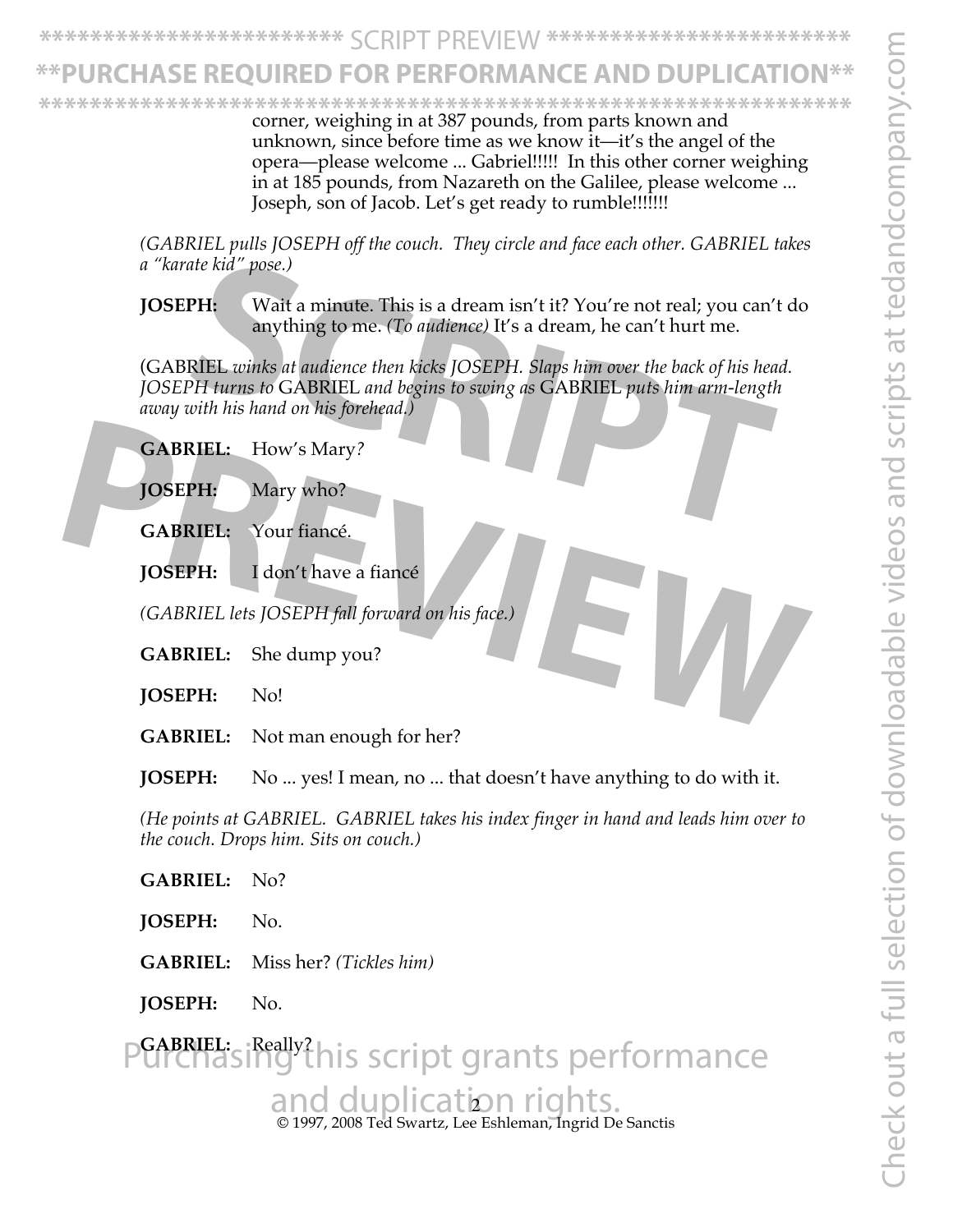corner, weighing in at 387 pounds, from parts known and unknown, since before time as we know it—it's the angel of the opera—please welcome ... Gabriel!!!!! In this other corner weighing in at 185 pounds, from Nazareth on the Galilee, please welcome ... Joseph, son of Jacob. Let's get ready to rumble!!!!!!!

*(GABRIEL pulls JOSEPH off the couch. They circle and face each other. GABRIEL takes a "karate kid" pose.)*

**JOSEPH:** Wait a minute. This is a dream isn't it? You're not real; you can't do anything to me. *(To audience)* It's a dream, he can't hurt me.

(GABRIEL *winks at audience then kicks JOSEPH. Slaps him over the back of his head. JOSEPH turns to* GABRIEL *and begins to swing as* GABRIEL *puts him arm-length away with his hand on his forehead.)*

**GABRIEL:** How's Mary?

**JOSEPH:** Mary who?

**GABRIEL:** Your fiancé.

**JOSEPH:** I don't have a fiancé

*(GABRIEL lets JOSEPH fall forward on his face.)*

**GABRIEL:** She dump you?

**JOSEPH:** No!

**GABRIEL:** Not man enough for her?

**JOSEPH:** No ... yes! I mean, no ... that doesn't have anything to do with it.

*(He points at GABRIEL. GABRIEL takes his index finger in hand and leads him over to the couch. Drops him. Sits on couch.)*

**GABRIEL:** No?

**JOSEPH:** No.

**GABRIEL:** Miss her? *(Tickles him)*

**JOSEPH:** No.

**GABRIEL:** Really?

© 1997, 2008 Ted Swartz, Lee Eshleman, Ingrid De Sanctis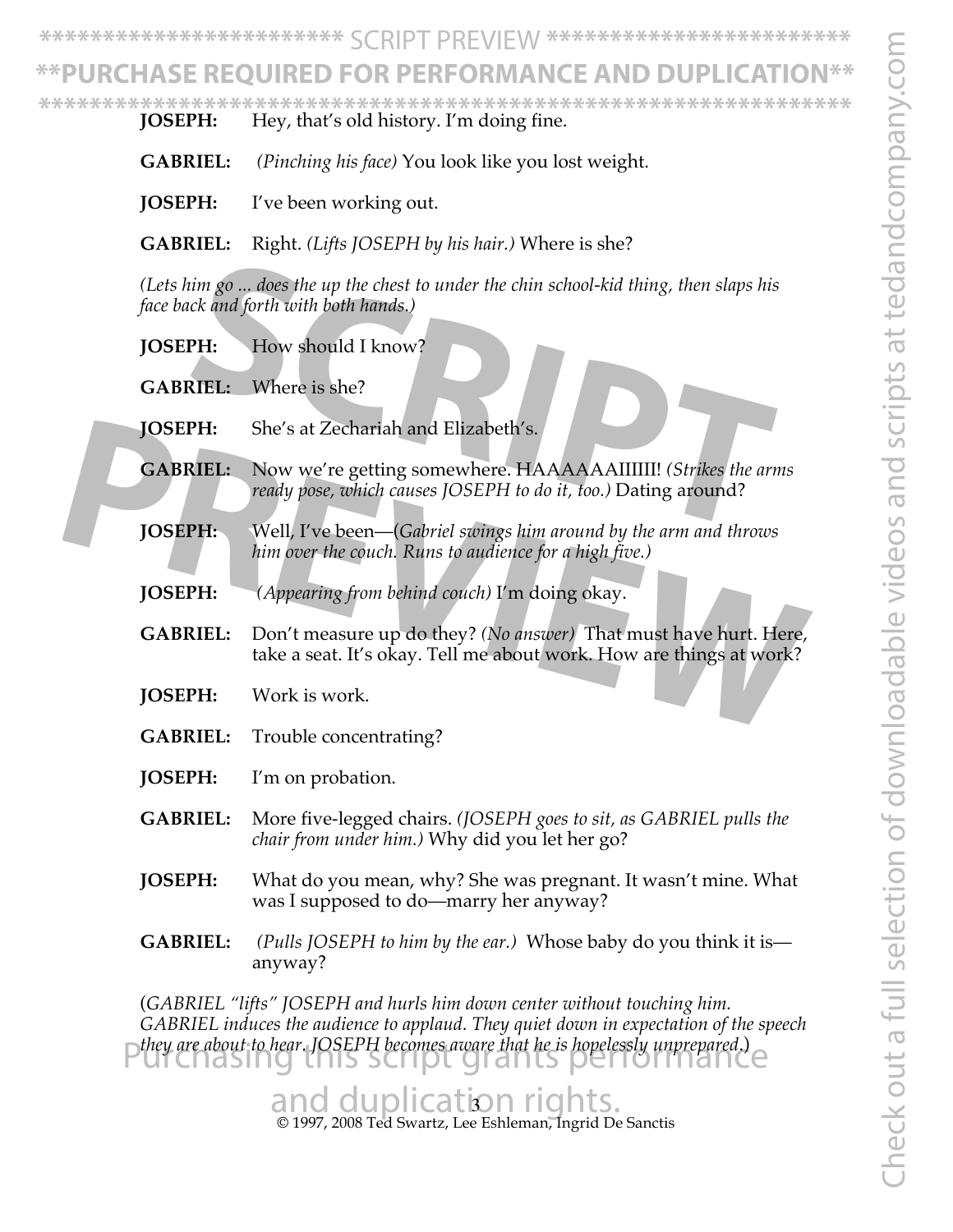**JOSEPH:** Hey, that's old history. I'm doing fine.

**GABRIEL:** *(Pinching his face)* You look like you lost weight.

**JOSEPH:** I've been working out.

**GABRIEL:** Right. *(Lifts JOSEPH by his hair.)* Where is she?

*(Lets him go ... does the up the chest to under the chin school-kid thing, then slaps his face back and forth with both hands.)*

**JOSEPH:** How should I know?

**GABRIEL:** Where is she?

**JOSEPH:** She's at Zechariah and Elizabeth's.

**GABRIEL:** Now we're getting somewhere. HAAAAAAIIIIII! *(Strikes the arms ready pose, which causes JOSEPH to do it, too.)* Dating around?

**JOSEPH:** Well, I've been—(*Gabriel swings him around by the arm and throws him over the couch. Runs to audience for a high five.)*

**JOSEPH:** *(Appearing from behind couch)* I'm doing okay.

**GABRIEL:** Don't measure up do they? *(No answer)* That must have hurt. Here, take a seat. It's okay. Tell me about work. How are things at work?

**JOSEPH:** Work is work.

**GABRIEL:** Trouble concentrating?

**JOSEPH:** I'm on probation.

**GABRIEL:** More five-legged chairs. *(JOSEPH goes to sit, as GABRIEL pulls the chair from under him.)* Why did you let her go?

**JOSEPH:** What do you mean, why? She was pregnant. It wasn't mine. What was I supposed to do—marry her anyway?

**GABRIEL:** *(Pulls JOSEPH to him by the ear.)* Whose baby do you think it is—anyway?

(*GABRIEL "lifts" JOSEPH and hurls him down center without touching him. GABRIEL induces the audience to applaud. They quiet down in expectation of the speech they are about to hear. JOSEPH becomes aware that he is hopelessly unprepared.*)

© 1997, 2008 Ted Swartz, Lee Eshleman, Ingrid De Sanctis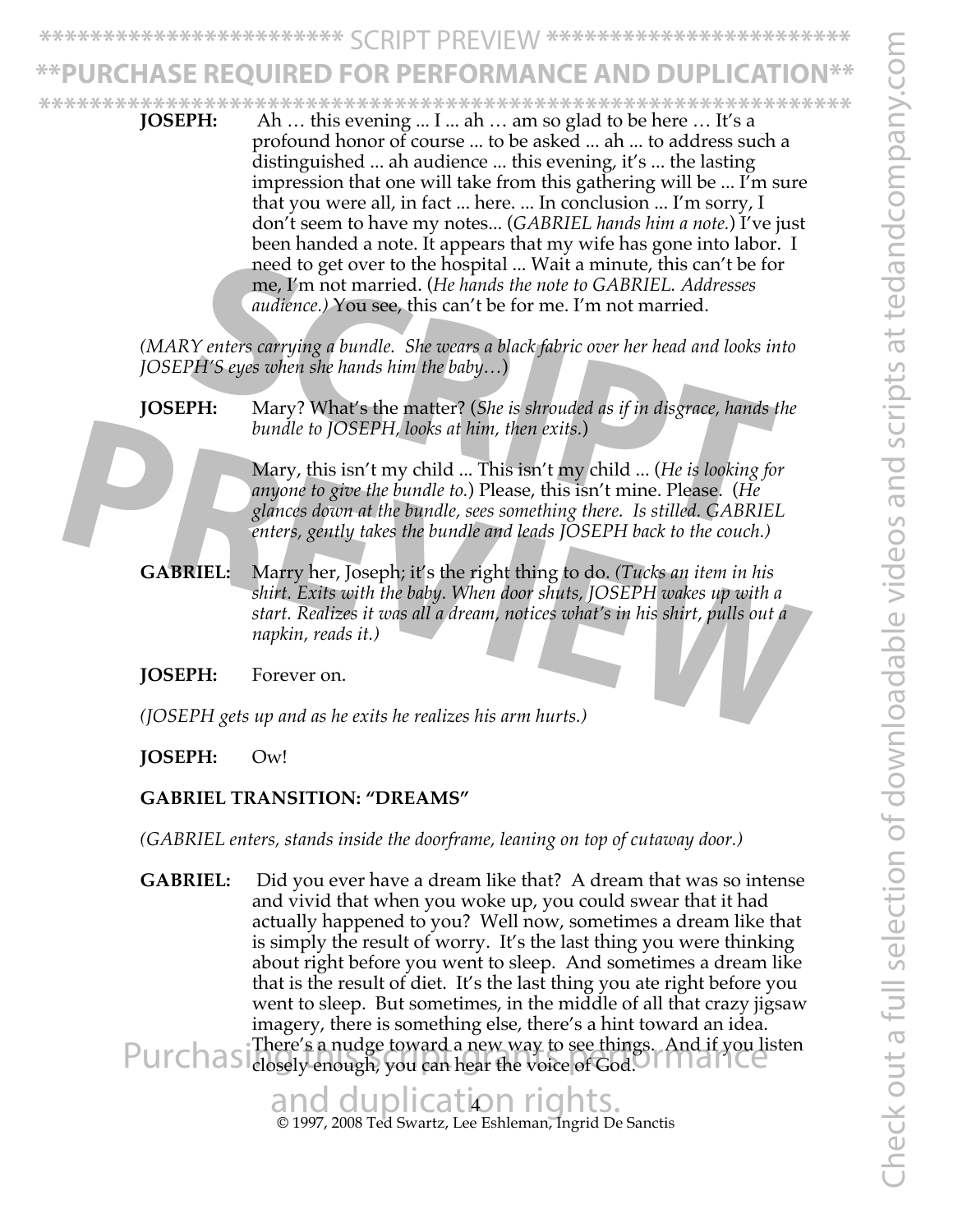**JOSEPH:** Ah … this evening ... I ... ah … am so glad to be here … It's a profound honor of course ... to be asked ... ah ... to address such a distinguished ... ah audience ... this evening, it's ... the lasting impression that one will take from this gathering will be ... I'm sure that you were all, in fact ... here. ... In conclusion ... I'm sorry, I don't seem to have my notes... (*GABRIEL hands him a note.*) I've just been handed a note. It appears that my wife has gone into labor. I need to get over to the hospital ... Wait a minute, this can't be for me, I'm not married. (*He hands the note to GABRIEL. Addresses audience.*) You see, this can't be for me. I'm not married.

*(MARY enters carrying a bundle. She wears a black fabric over her head and looks into JOSEPH'S eyes when she hands him the baby…)*

**JOSEPH:** Mary? What's the matter? (*She is shrouded as if in disgrace, hands the bundle to JOSEPH, looks at him, then exits.*)

Mary, this isn't my child ... This isn't my child ... (*He is looking for anyone to give the bundle to.*) Please, this isn't mine. Please. (*He glances down at the bundle, sees something there. Is stilled. GABRIEL enters, gently takes the bundle and leads JOSEPH back to the couch.)*

**GABRIEL:** Marry her, Joseph; it's the right thing to do. (*Tucks an item in his shirt. Exits with the baby. When door shuts, JOSEPH wakes up with a start. Realizes it was all a dream, notices what's in his shirt, pulls out a napkin, reads it.)*

**JOSEPH:** Forever on.

*(JOSEPH gets up and as he exits he realizes his arm hurts.)*

**JOSEPH:** Ow!

**GABRIEL TRANSITION: "DREAMS"**

*(GABRIEL enters, stands inside the doorframe, leaning on top of cutaway door.)*

**GABRIEL:** Did you ever have a dream like that? A dream that was so intense and vivid that when you woke up, you could swear that it had actually happened to you? Well now, sometimes a dream like that is simply the result of worry. It's the last thing you were thinking about right before you went to sleep. And sometimes a dream like that is the result of diet. It's the last thing you ate right before you went to sleep. But sometimes, in the middle of all that crazy jigsaw imagery, there is something else, there's a hint toward an idea. There's a nudge toward a new way to see things. And if you listen closely enough, you can hear the voice of God.

© 1997, 2008 Ted Swartz, Lee Eshleman, Ingrid De Sanctis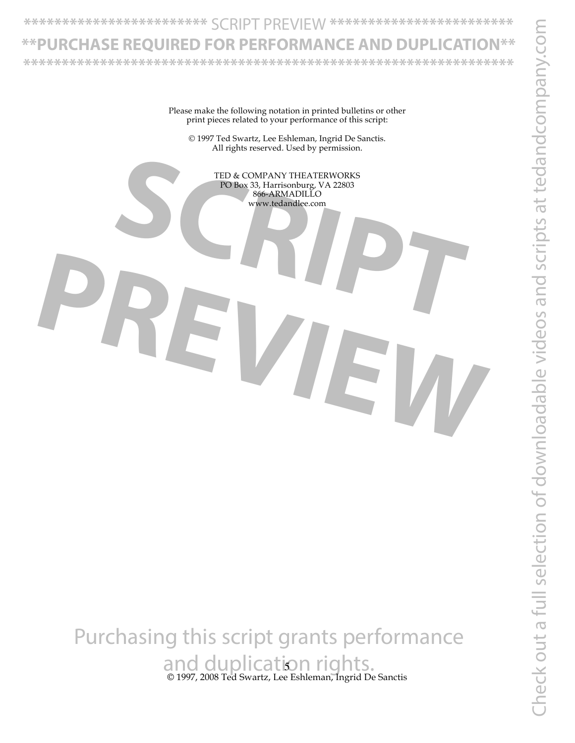Please make the following notation in printed bulletins or other print pieces related to your performance of this script:

© 1997 Ted Swartz, Lee Eshleman, Ingrid De Sanctis.
All rights reserved. Used by permission.

TED & COMPANY THEATERWORKS
PO Box 33, Harrisonburg, VA 22803
866-ARMADILLO
www.tedandlee.com